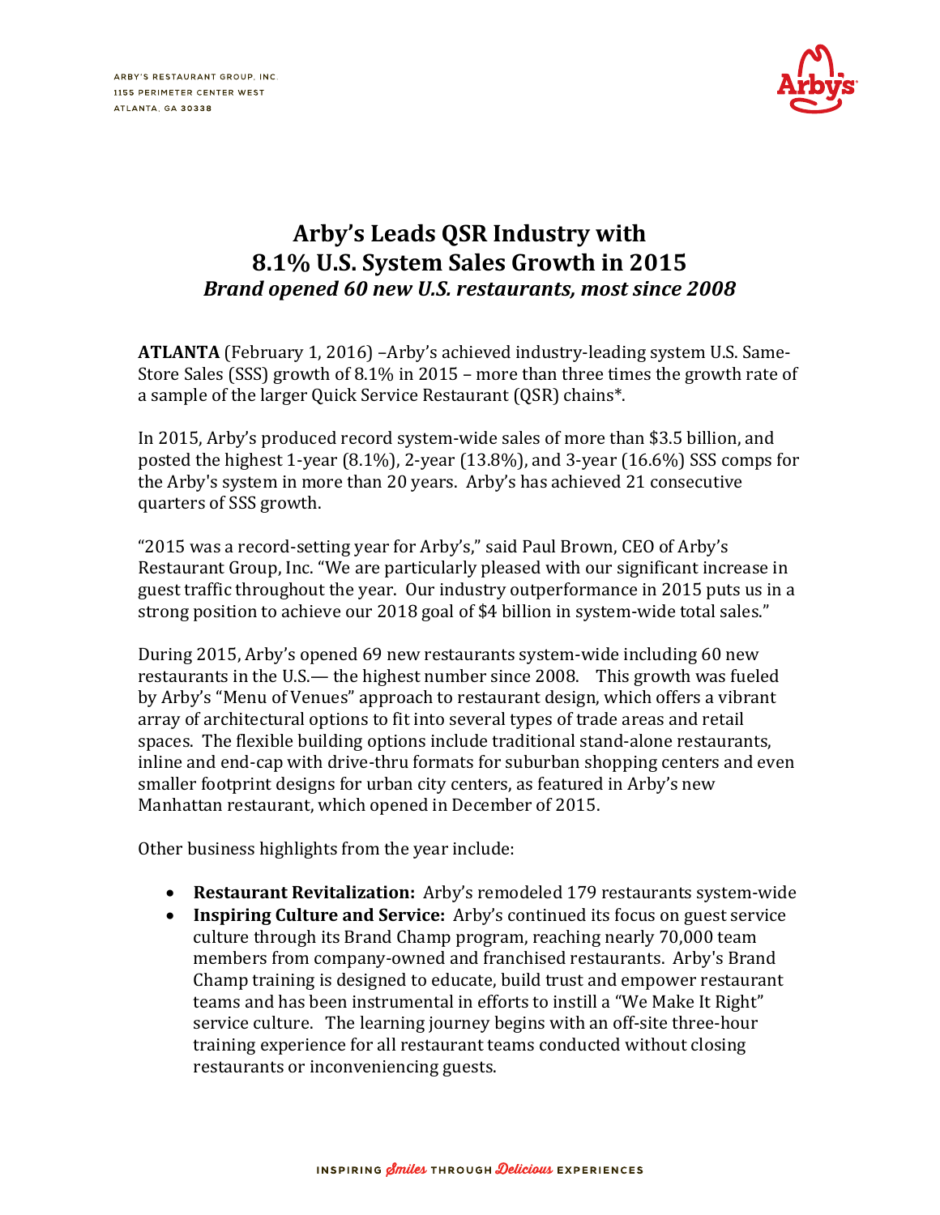ARBY'S RESTAURANT GROUP, INC.
1155 PERIMETER CENTER WEST
ATLANTA, GA 30338

# Arby's Leads QSR Industry with 8.1% U.S. System Sales Growth in 2015

## *Brand opened 60 new U.S. restaurants, most since 2008*

**ATLANTA** (February 1, 2016) –Arby's achieved industry-leading system U.S. Same-Store Sales (SSS) growth of 8.1% in 2015 – more than three times the growth rate of a sample of the larger Quick Service Restaurant (QSR) chains*.

In 2015, Arby's produced record system-wide sales of more than $3.5 billion, and posted the highest 1-year (8.1%), 2-year (13.8%), and 3-year (16.6%) SSS comps for the Arby's system in more than 20 years. Arby's has achieved 21 consecutive quarters of SSS growth.

"2015 was a record-setting year for Arby's," said Paul Brown, CEO of Arby's Restaurant Group, Inc. "We are particularly pleased with our significant increase in guest traffic throughout the year. Our industry outperformance in 2015 puts us in a strong position to achieve our 2018 goal of $4 billion in system-wide total sales."

During 2015, Arby's opened 69 new restaurants system-wide including 60 new restaurants in the U.S.— the highest number since 2008. This growth was fueled by Arby's "Menu of Venues" approach to restaurant design, which offers a vibrant array of architectural options to fit into several types of trade areas and retail spaces. The flexible building options include traditional stand-alone restaurants, inline and end-cap with drive-thru formats for suburban shopping centers and even smaller footprint designs for urban city centers, as featured in Arby's new Manhattan restaurant, which opened in December of 2015.

Other business highlights from the year include:

- **Restaurant Revitalization:** Arby's remodeled 179 restaurants system-wide
- **Inspiring Culture and Service:** Arby's continued its focus on guest service culture through its Brand Champ program, reaching nearly 70,000 team members from company-owned and franchised restaurants. Arby's Brand Champ training is designed to educate, build trust and empower restaurant teams and has been instrumental in efforts to instill a "We Make It Right" service culture. The learning journey begins with an off-site three-hour training experience for all restaurant teams conducted without closing restaurants or inconveniencing guests.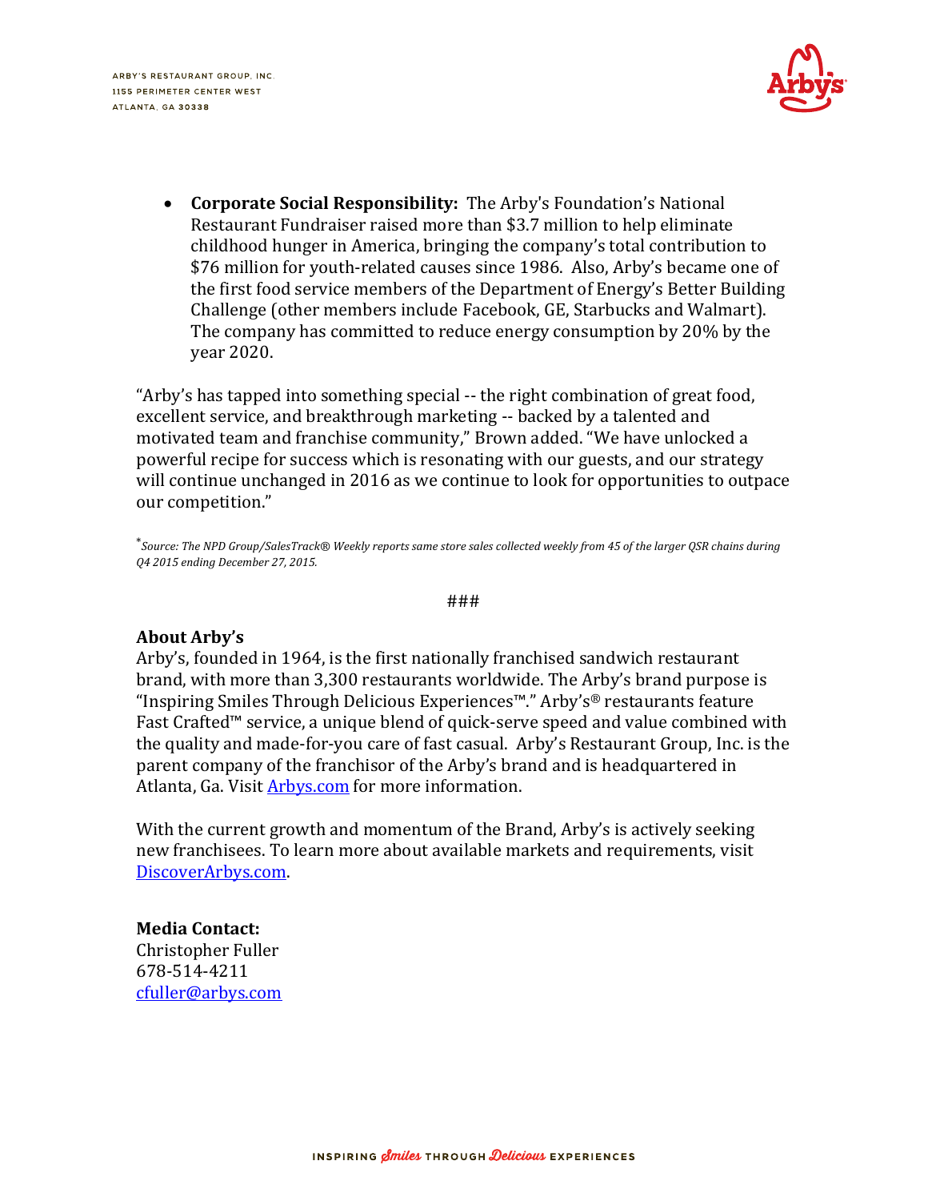- **Corporate Social Responsibility:** The Arby's Foundation's National Restaurant Fundraiser raised more than $3.7 million to help eliminate childhood hunger in America, bringing the company's total contribution to $76 million for youth-related causes since 1986. Also, Arby's became one of the first food service members of the Department of Energy's Better Building Challenge (other members include Facebook, GE, Starbucks and Walmart). The company has committed to reduce energy consumption by 20% by the year 2020.

"Arby's has tapped into something special -- the right combination of great food, excellent service, and breakthrough marketing -- backed by a talented and motivated team and franchise community," Brown added. "We have unlocked a powerful recipe for success which is resonating with our guests, and our strategy will continue unchanged in 2016 as we continue to look for opportunities to outpace our competition."

*\*Source: The NPD Group/SalesTrack® Weekly reports same store sales collected weekly from 45 of the larger QSR chains during Q4 2015 ending December 27, 2015.*

###

**About Arby's**
Arby's, founded in 1964, is the first nationally franchised sandwich restaurant brand, with more than 3,300 restaurants worldwide. The Arby's brand purpose is "Inspiring Smiles Through Delicious Experiences™." Arby's® restaurants feature Fast Crafted™ service, a unique blend of quick-serve speed and value combined with the quality and made-for-you care of fast casual. Arby's Restaurant Group, Inc. is the parent company of the franchisor of the Arby's brand and is headquartered in Atlanta, Ga. Visit [Arbys.com](Arbys.com) for more information.

With the current growth and momentum of the Brand, Arby's is actively seeking new franchisees. To learn more about available markets and requirements, visit [DiscoverArbys.com](DiscoverArbys.com).

**Media Contact:**
Christopher Fuller
678-514-4211
[cfuller@arbys.com](mailto:cfuller@arbys.com)